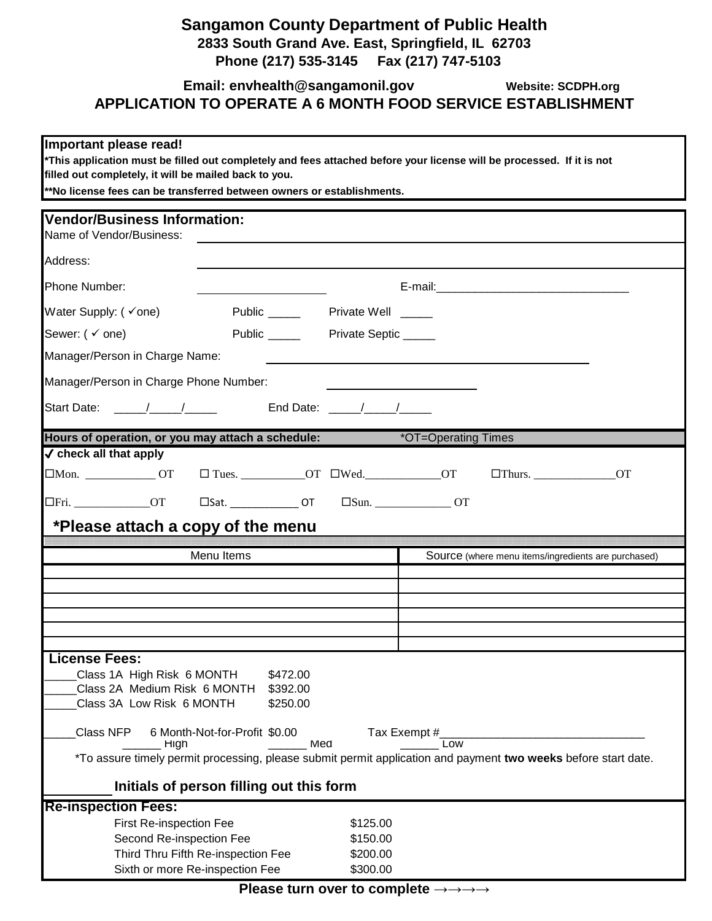# Sangamon County Department of Public Health

**2833 South Grand Ave. East, Springfield, IL 62703**

**Phone (217) 535-3145 Fax (217) 747-5103**

**Email: envhealth@sangamonil.gov** **Website: SCDPH.org**

## APPLICATION TO OPERATE A 6 MONTH FOOD SERVICE ESTABLISHMENT

**Important please read!**

**\*This application must be filled out completely and fees attached before your license will be processed. If it is not filled out completely, it will be mailed back to you.**

**\*\*No license fees can be transferred between owners or establishments.**

### Vendor/Business Information:

Name of Vendor/Business: ______________________________

Address: ______________________________

Phone Number: ____________________ E-mail:______________________________

Water Supply: ( ✓one) Public _____ Private Well _____

Sewer: ( ✓ one) Public _____ Private Septic _____

Manager/Person in Charge Name: ______________________________

Manager/Person in Charge Phone Number: ______________________

Start Date: _____/_____/_____ End Date: _____/_____/_____

**Hours of operation, or you may attach a schedule:** *OT=Operating Times

**✓ check all that apply**

☐Mon. ____________ OT ☐ Tues. ___________OT ☐Wed._____________OT ☐Thurs. ______________OT

☐Fri. _____________OT ☐Sat. ___________ OT ☐Sun. _____________ OT

**\*Please attach a copy of the menu**

| Menu Items | Source (where menu items/ingredients are purchased) |
|---|---|
| | |
| | |
| | |
| | |
| | |
| | |

### License Fees:

_____Class 1A High Risk 6 MONTH $472.00

_____Class 2A Medium Risk 6 MONTH $392.00

_____Class 3A Low Risk 6 MONTH $250.00

_____Class NFP 6 Month-Not-for-Profit $0.00 Tax Exempt #________________________________

______ High ______ Med ______ Low

*To assure timely permit processing, please submit permit application and payment **two weeks** before start date.

________ **Initials of person filling out this form**

### Re-inspection Fees:

| | |
|---|---|
| First Re-inspection Fee | $125.00 |
| Second Re-inspection Fee | $150.00 |
| Third Thru Fifth Re-inspection Fee | $200.00 |
| Sixth or more Re-inspection Fee | $300.00 |

**Please turn over to complete →→→→**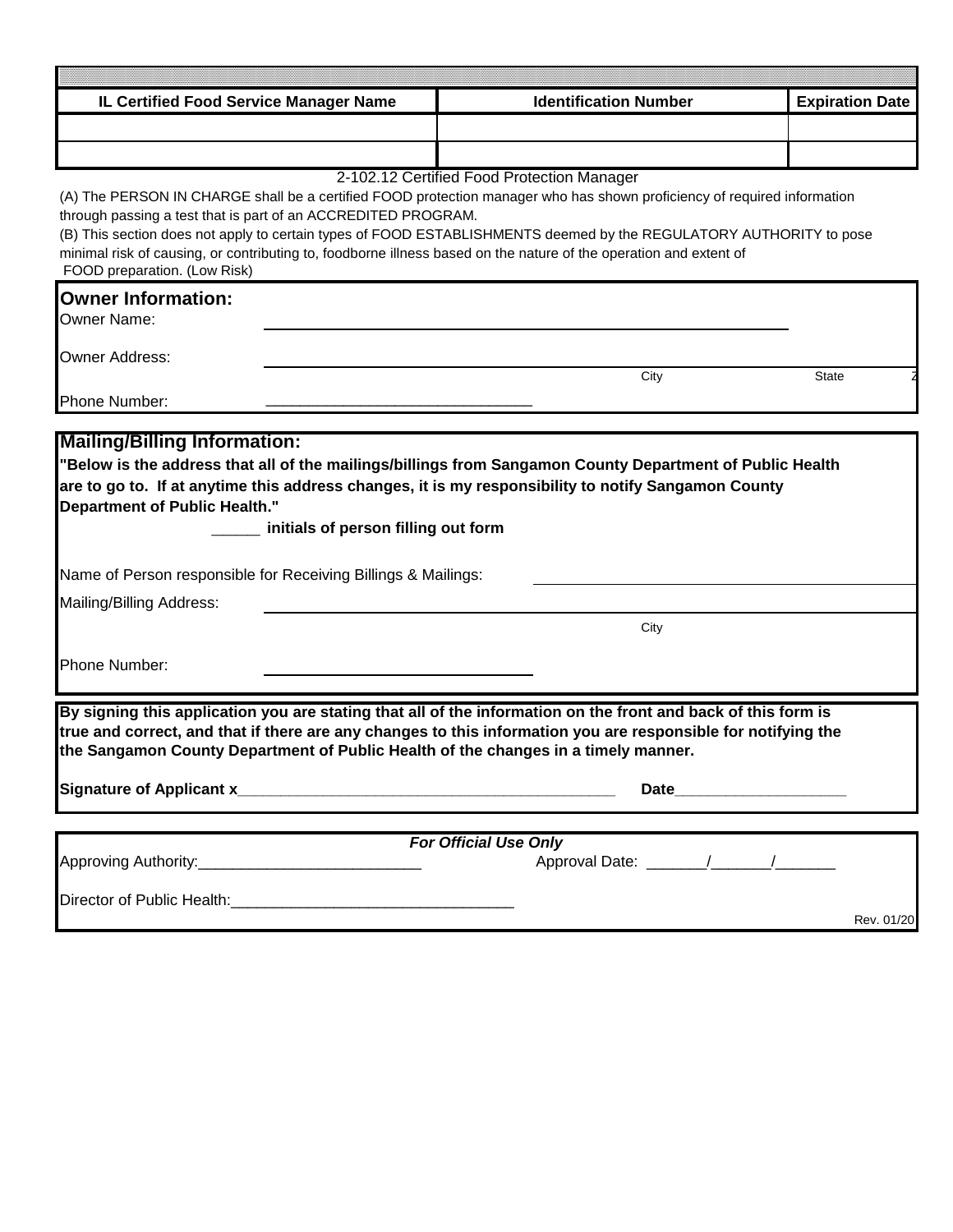| IL Certified Food Service Manager Name | Identification Number | Expiration Date |
| --- | --- | --- |
| | | |
| | | |

2-102.12 Certified Food Protection Manager

(A) The PERSON IN CHARGE shall be a certified FOOD protection manager who has shown proficiency of required information through passing a test that is part of an ACCREDITED PROGRAM.

(B) This section does not apply to certain types of FOOD ESTABLISHMENTS deemed by the REGULATORY AUTHORITY to pose minimal risk of causing, or contributing to, foodborne illness based on the nature of the operation and extent of FOOD preparation. (Low Risk)

## Owner Information:

Owner Name: ______________________________

Owner Address: ______________________________

City State Z

Phone Number: ______________________________

## Mailing/Billing Information:

**"Below is the address that all of the mailings/billings from Sangamon County Department of Public Health are to go to. If at anytime this address changes, it is my responsibility to notify Sangamon County Department of Public Health."**

_____ **initials of person filling out form**

Name of Person responsible for Receiving Billings & Mailings: ______________________________

Mailing/Billing Address: ______________________________

City

Phone Number: ______________________________

**By signing this application you are stating that all of the information on the front and back of this form is true and correct, and that if there are any changes to this information you are responsible for notifying the the Sangamon County Department of Public Health of the changes in a timely manner.**

**Signature of Applicant x**____________________________________________ **Date**___________________

***For Official Use Only***

Approving Authority:_________________________ Approval Date: _______/_______/_______

Director of Public Health:________________________________

Rev. 01/20